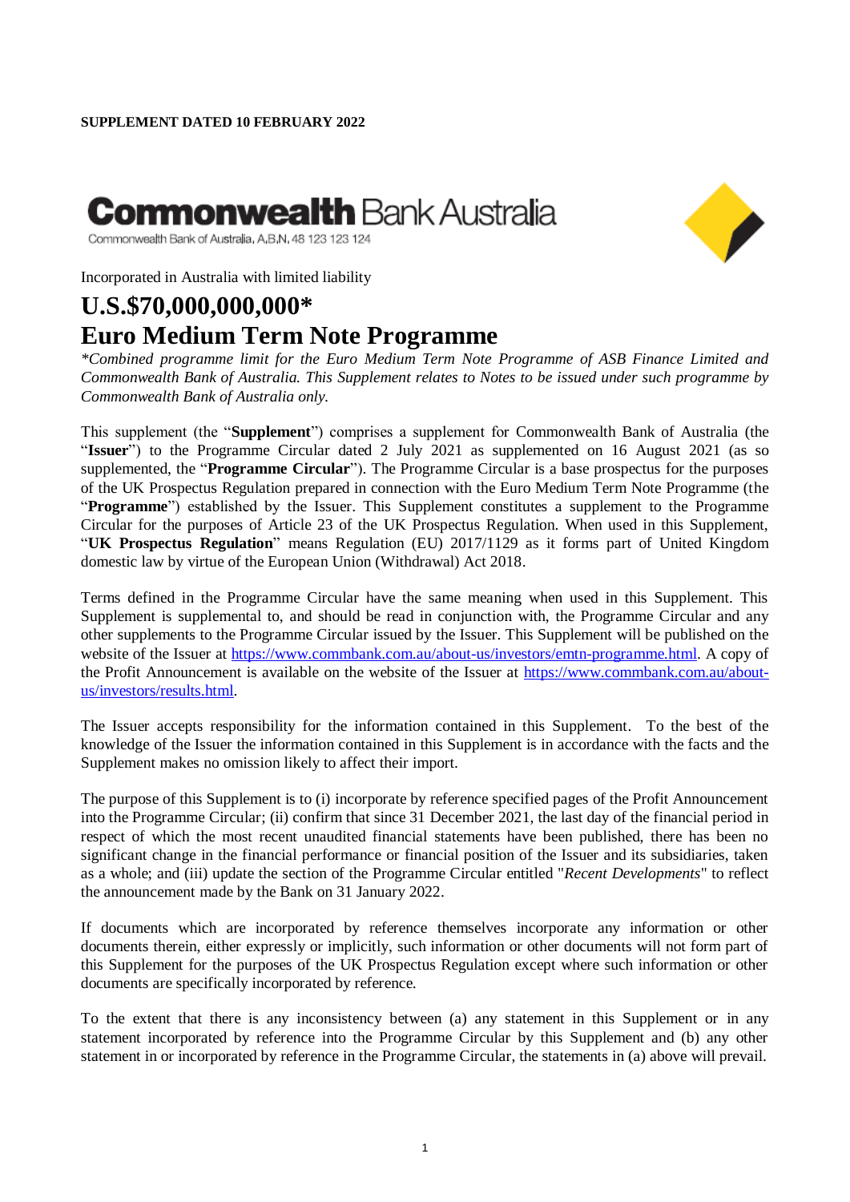**SUPPLEMENT DATED 10 FEBRUARY 2022**

**Commonwealth** Bank Australia

Commonwealth Bank of Australia, A.B.N. 48 123 123 124

Incorporated in Australia with limited liability

# U.S.$70,000,000,000*
# Euro Medium Term Note Programme

*\*Combined programme limit for the Euro Medium Term Note Programme of ASB Finance Limited and Commonwealth Bank of Australia. This Supplement relates to Notes to be issued under such programme by Commonwealth Bank of Australia only.*

This supplement (the "**Supplement**") comprises a supplement for Commonwealth Bank of Australia (the "**Issuer**") to the Programme Circular dated 2 July 2021 as supplemented on 16 August 2021 (as so supplemented, the "**Programme Circular**"). The Programme Circular is a base prospectus for the purposes of the UK Prospectus Regulation prepared in connection with the Euro Medium Term Note Programme (the "**Programme**") established by the Issuer. This Supplement constitutes a supplement to the Programme Circular for the purposes of Article 23 of the UK Prospectus Regulation. When used in this Supplement, "**UK Prospectus Regulation**" means Regulation (EU) 2017/1129 as it forms part of United Kingdom domestic law by virtue of the European Union (Withdrawal) Act 2018.

Terms defined in the Programme Circular have the same meaning when used in this Supplement. This Supplement is supplemental to, and should be read in conjunction with, the Programme Circular and any other supplements to the Programme Circular issued by the Issuer. This Supplement will be published on the website of the Issuer at https://www.commbank.com.au/about-us/investors/emtn-programme.html. A copy of the Profit Announcement is available on the website of the Issuer at https://www.commbank.com.au/about-us/investors/results.html.

The Issuer accepts responsibility for the information contained in this Supplement. To the best of the knowledge of the Issuer the information contained in this Supplement is in accordance with the facts and the Supplement makes no omission likely to affect their import.

The purpose of this Supplement is to (i) incorporate by reference specified pages of the Profit Announcement into the Programme Circular; (ii) confirm that since 31 December 2021, the last day of the financial period in respect of which the most recent unaudited financial statements have been published, there has been no significant change in the financial performance or financial position of the Issuer and its subsidiaries, taken as a whole; and (iii) update the section of the Programme Circular entitled "*Recent Developments*" to reflect the announcement made by the Bank on 31 January 2022.

If documents which are incorporated by reference themselves incorporate any information or other documents therein, either expressly or implicitly, such information or other documents will not form part of this Supplement for the purposes of the UK Prospectus Regulation except where such information or other documents are specifically incorporated by reference.

To the extent that there is any inconsistency between (a) any statement in this Supplement or in any statement incorporated by reference into the Programme Circular by this Supplement and (b) any other statement in or incorporated by reference in the Programme Circular, the statements in (a) above will prevail.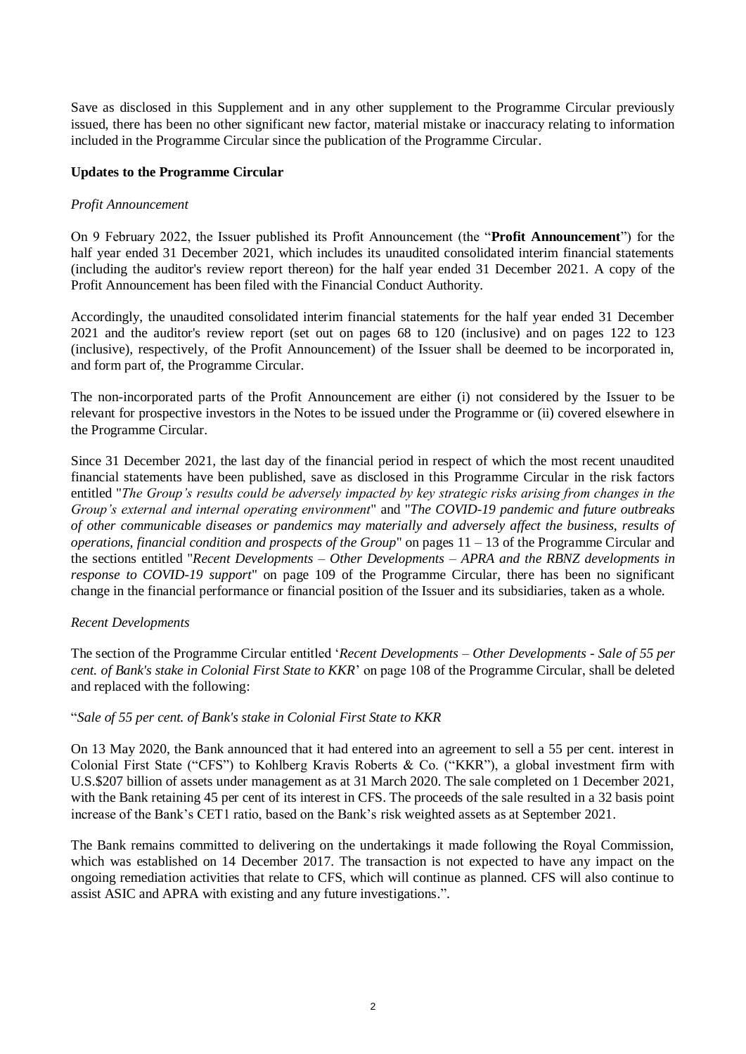Save as disclosed in this Supplement and in any other supplement to the Programme Circular previously issued, there has been no other significant new factor, material mistake or inaccuracy relating to information included in the Programme Circular since the publication of the Programme Circular.

**Updates to the Programme Circular**

*Profit Announcement*

On 9 February 2022, the Issuer published its Profit Announcement (the "**Profit Announcement**") for the half year ended 31 December 2021, which includes its unaudited consolidated interim financial statements (including the auditor's review report thereon) for the half year ended 31 December 2021. A copy of the Profit Announcement has been filed with the Financial Conduct Authority.

Accordingly, the unaudited consolidated interim financial statements for the half year ended 31 December 2021 and the auditor's review report (set out on pages 68 to 120 (inclusive) and on pages 122 to 123 (inclusive), respectively, of the Profit Announcement) of the Issuer shall be deemed to be incorporated in, and form part of, the Programme Circular.

The non-incorporated parts of the Profit Announcement are either (i) not considered by the Issuer to be relevant for prospective investors in the Notes to be issued under the Programme or (ii) covered elsewhere in the Programme Circular.

Since 31 December 2021, the last day of the financial period in respect of which the most recent unaudited financial statements have been published, save as disclosed in this Programme Circular in the risk factors entitled "*The Group's results could be adversely impacted by key strategic risks arising from changes in the Group's external and internal operating environment*" and "*The COVID-19 pandemic and future outbreaks of other communicable diseases or pandemics may materially and adversely affect the business, results of operations, financial condition and prospects of the Group*" on pages 11 – 13 of the Programme Circular and the sections entitled "*Recent Developments – Other Developments – APRA and the RBNZ developments in response to COVID-19 support*" on page 109 of the Programme Circular, there has been no significant change in the financial performance or financial position of the Issuer and its subsidiaries, taken as a whole.

*Recent Developments*

The section of the Programme Circular entitled '*Recent Developments – Other Developments - Sale of 55 per cent. of Bank's stake in Colonial First State to KKR*' on page 108 of the Programme Circular, shall be deleted and replaced with the following:

"*Sale of 55 per cent. of Bank's stake in Colonial First State to KKR*

On 13 May 2020, the Bank announced that it had entered into an agreement to sell a 55 per cent. interest in Colonial First State ("CFS") to Kohlberg Kravis Roberts & Co. ("KKR"), a global investment firm with U.S.$207 billion of assets under management as at 31 March 2020. The sale completed on 1 December 2021, with the Bank retaining 45 per cent of its interest in CFS. The proceeds of the sale resulted in a 32 basis point increase of the Bank's CET1 ratio, based on the Bank's risk weighted assets as at September 2021.

The Bank remains committed to delivering on the undertakings it made following the Royal Commission, which was established on 14 December 2017. The transaction is not expected to have any impact on the ongoing remediation activities that relate to CFS, which will continue as planned. CFS will also continue to assist ASIC and APRA with existing and any future investigations.".